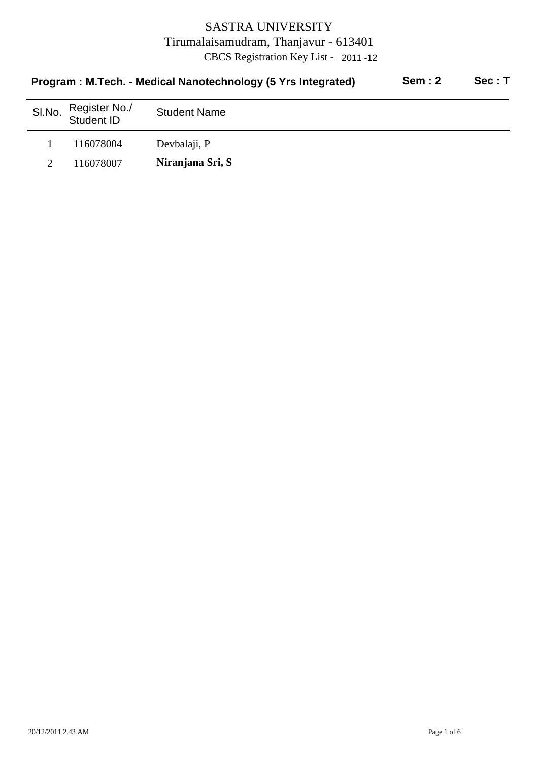# SASTRA UNIVERSITY

Tirumalaisamudram, Thanjavur - 613401

CBCS Registration Key List - 2011 -12

**Program : M.Tech. - Medical Nanotechnology (5 Yrs Integrated)** **Sem : 2** **Sec : T**

| Sl.No. | Register No./ Student ID | Student Name |
|---|---|---|
| 1 | 116078004 | Devbalaji, P |
| 2 | 116078007 | **Niranjana Sri, S** |

20/12/2011 2.43 AM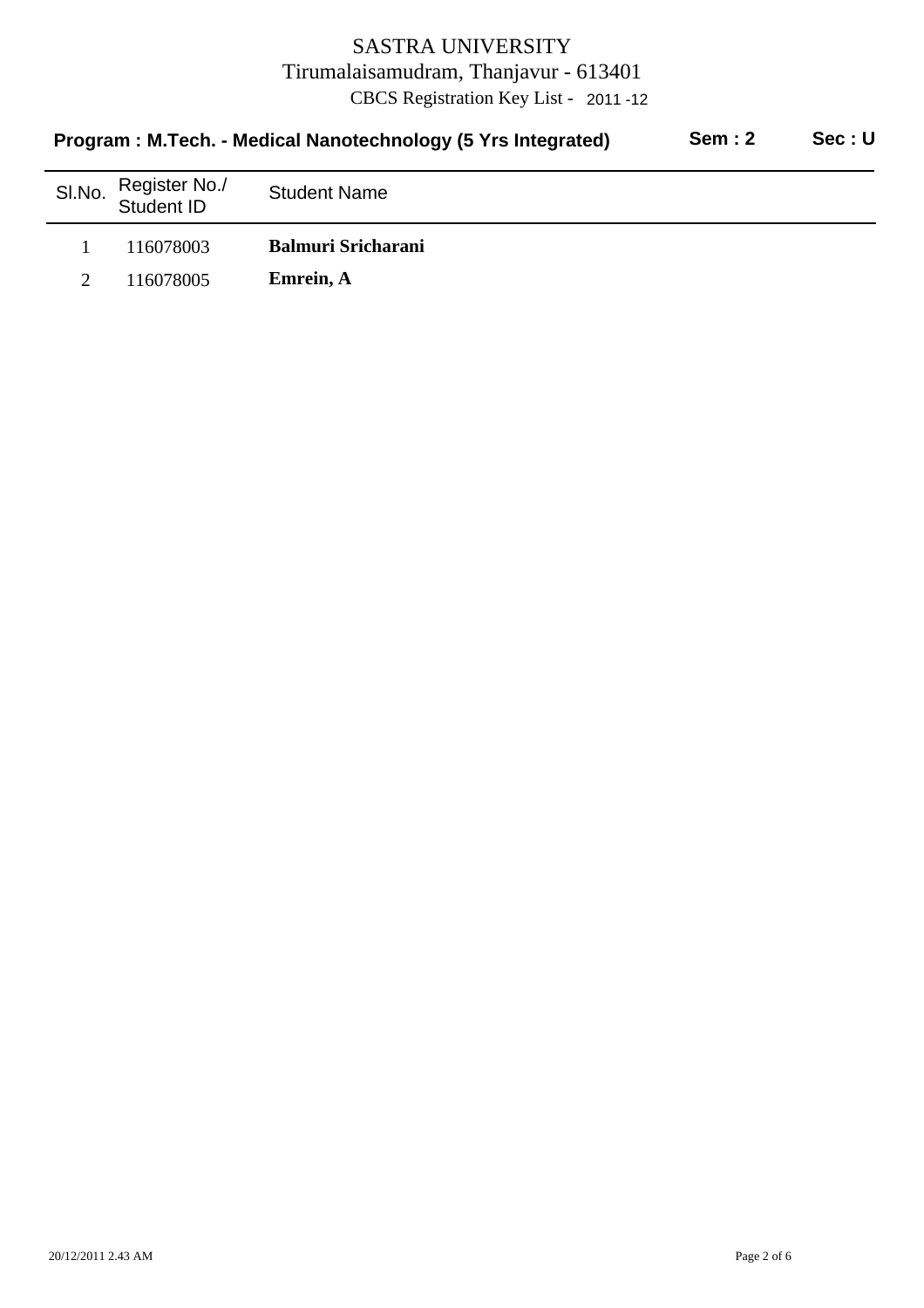# SASTRA UNIVERSITY

Tirumalaisamudram, Thanjavur - 613401

CBCS Registration Key List - 2011 -12

**Program : M.Tech. - Medical Nanotechnology (5 Yrs Integrated)** **Sem : 2** **Sec : U**

| Sl.No. | Register No./ Student ID | Student Name |
|---|---|---|
| 1 | 116078003 | **Balmuri Sricharani** |
| 2 | 116078005 | **Emrein, A** |

20/12/2011 2.43 AM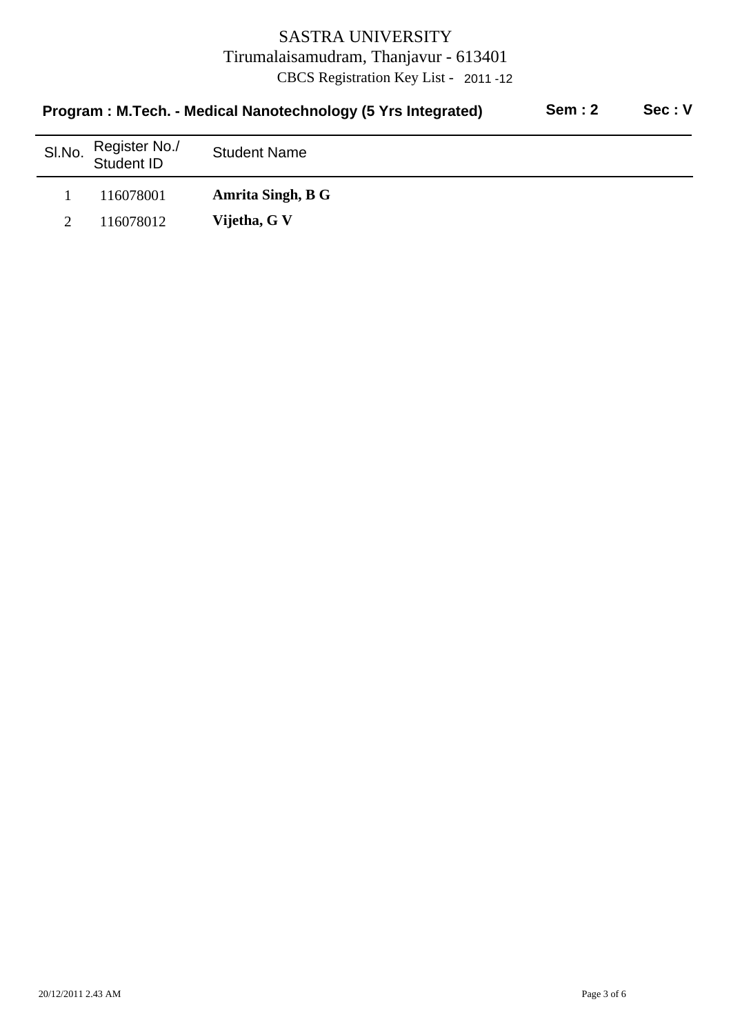# SASTRA UNIVERSITY

Tirumalaisamudram, Thanjavur - 613401

CBCS Registration Key List - 2011 -12

**Program : M.Tech. - Medical Nanotechnology (5 Yrs Integrated)** **Sem : 2** **Sec : V**

| Sl.No. | Register No./ Student ID | Student Name |
|---|---|---|
| 1 | 116078001 | **Amrita Singh, B G** |
| 2 | 116078012 | **Vijetha, G V** |

20/12/2011 2.43 AM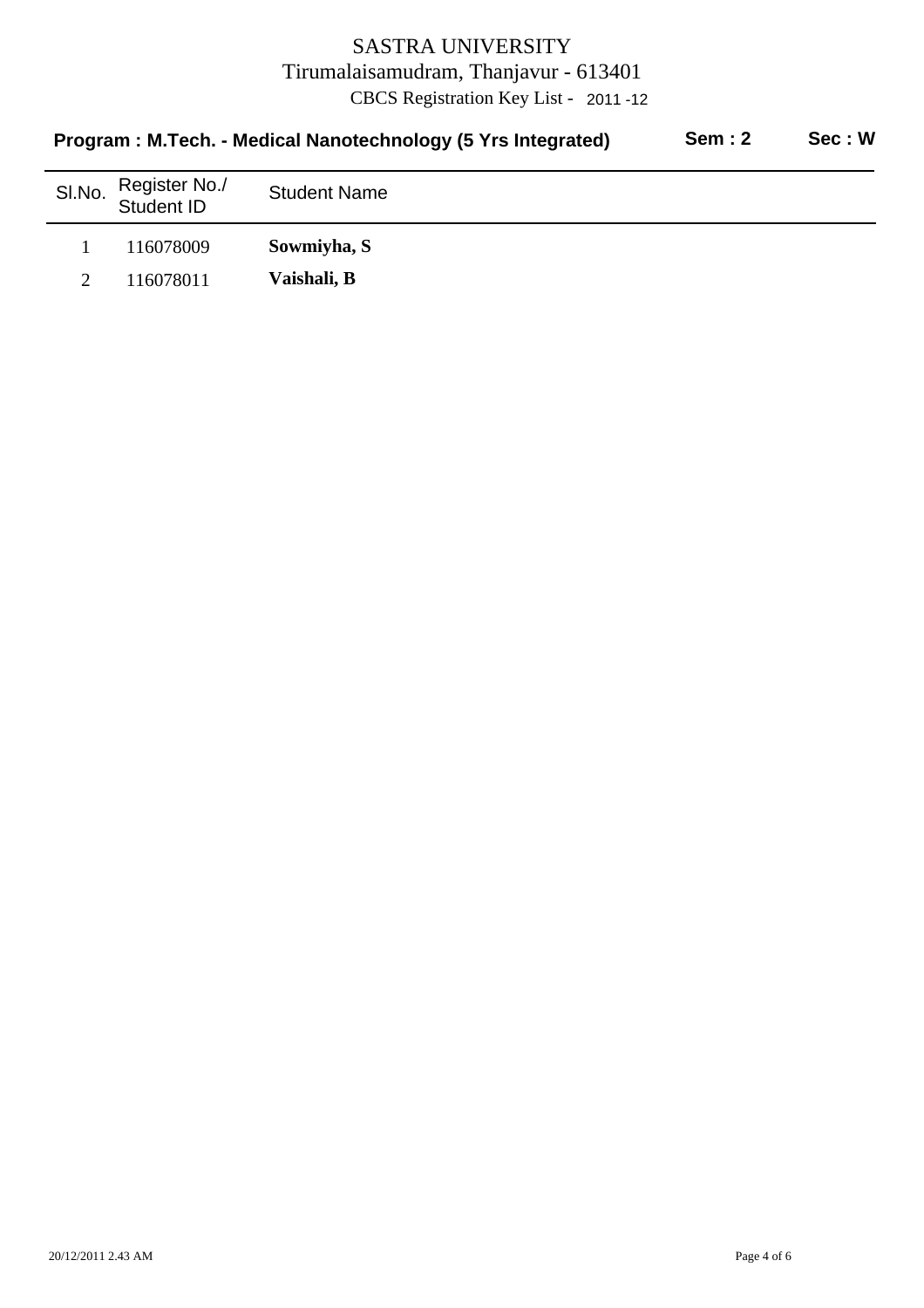# SASTRA UNIVERSITY

Tirumalaisamudram, Thanjavur - 613401

CBCS Registration Key List - 2011 -12

**Program : M.Tech. - Medical Nanotechnology (5 Yrs Integrated)** **Sem : 2** **Sec : W**

| Sl.No. | Register No./ Student ID | Student Name |
|---|---|---|
| 1 | 116078009 | **Sowmiyha, S** |
| 2 | 116078011 | **Vaishali, B** |

20/12/2011 2.43 AM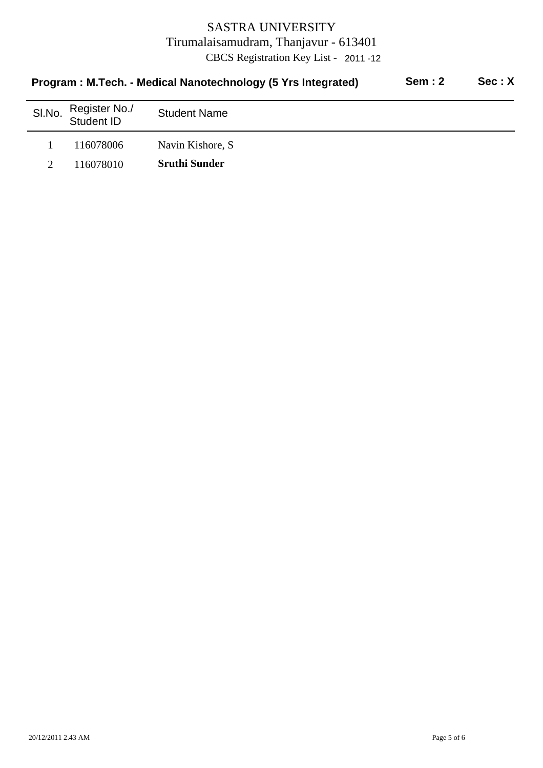# SASTRA UNIVERSITY

Tirumalaisamudram, Thanjavur - 613401

CBCS Registration Key List - 2011 -12

**Program : M.Tech. - Medical Nanotechnology (5 Yrs Integrated)** **Sem : 2** **Sec : X**

| Sl.No. | Register No./ Student ID | Student Name |
|---|---|---|
| 1 | 116078006 | Navin Kishore, S |
| 2 | 116078010 | **Sruthi Sunder** |

20/12/2011 2.43 AM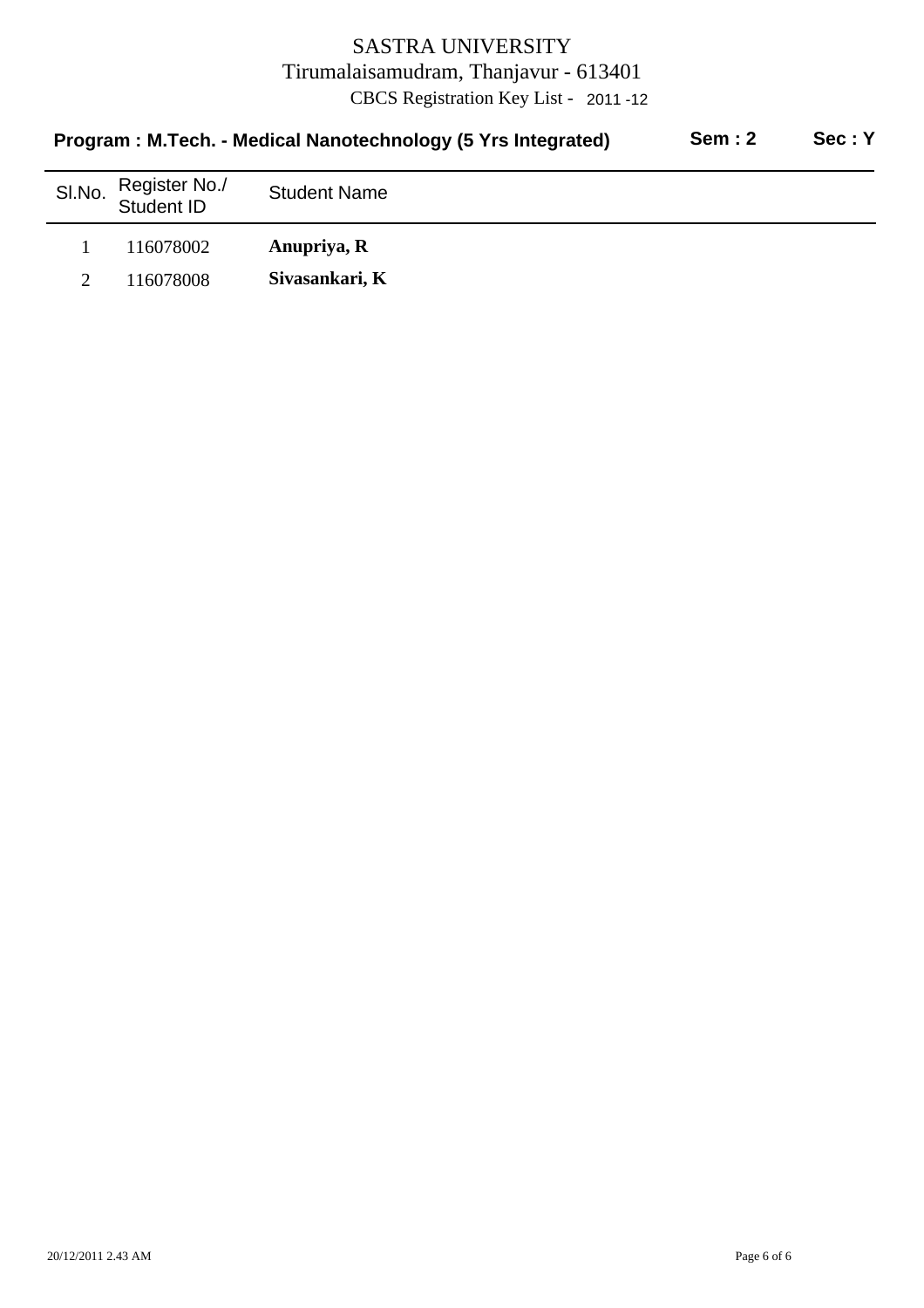# SASTRA UNIVERSITY

Tirumalaisamudram, Thanjavur - 613401

CBCS Registration Key List - 2011 -12

**Program : M.Tech. - Medical Nanotechnology (5 Yrs Integrated)** **Sem : 2** **Sec : Y**

| Sl.No. | Register No./ Student ID | Student Name |
|---|---|---|
| 1 | 116078002 | **Anupriya, R** |
| 2 | 116078008 | **Sivasankari, K** |

20/12/2011 2.43 AM